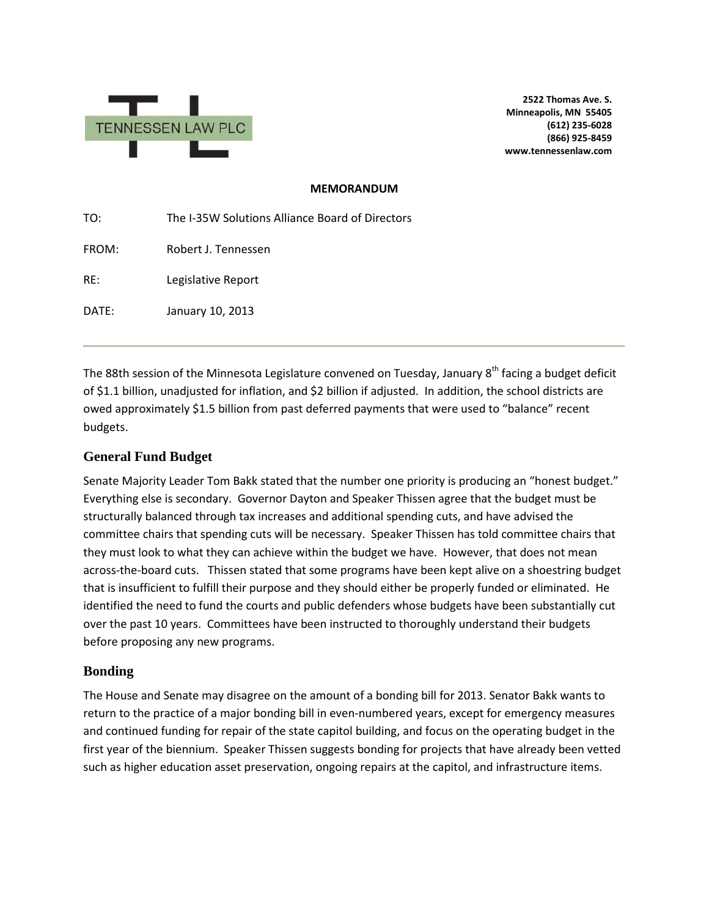TENNESSEN LAW PLC

**2522 Thomas Ave. S.**
**Minneapolis, MN 55405**
**(612) 235-6028**
**(866) 925-8459**
**www.tennessenlaw.com**

**MEMORANDUM**

TO: The I-35W Solutions Alliance Board of Directors

FROM: Robert J. Tennessen

RE: Legislative Report

DATE: January 10, 2013

---

The 88th session of the Minnesota Legislature convened on Tuesday, January 8th facing a budget deficit of $1.1 billion, unadjusted for inflation, and $2 billion if adjusted. In addition, the school districts are owed approximately $1.5 billion from past deferred payments that were used to "balance" recent budgets.

## General Fund Budget

Senate Majority Leader Tom Bakk stated that the number one priority is producing an "honest budget." Everything else is secondary. Governor Dayton and Speaker Thissen agree that the budget must be structurally balanced through tax increases and additional spending cuts, and have advised the committee chairs that spending cuts will be necessary. Speaker Thissen has told committee chairs that they must look to what they can achieve within the budget we have. However, that does not mean across-the-board cuts. Thissen stated that some programs have been kept alive on a shoestring budget that is insufficient to fulfill their purpose and they should either be properly funded or eliminated. He identified the need to fund the courts and public defenders whose budgets have been substantially cut over the past 10 years. Committees have been instructed to thoroughly understand their budgets before proposing any new programs.

## Bonding

The House and Senate may disagree on the amount of a bonding bill for 2013. Senator Bakk wants to return to the practice of a major bonding bill in even-numbered years, except for emergency measures and continued funding for repair of the state capitol building, and focus on the operating budget in the first year of the biennium. Speaker Thissen suggests bonding for projects that have already been vetted such as higher education asset preservation, ongoing repairs at the capitol, and infrastructure items.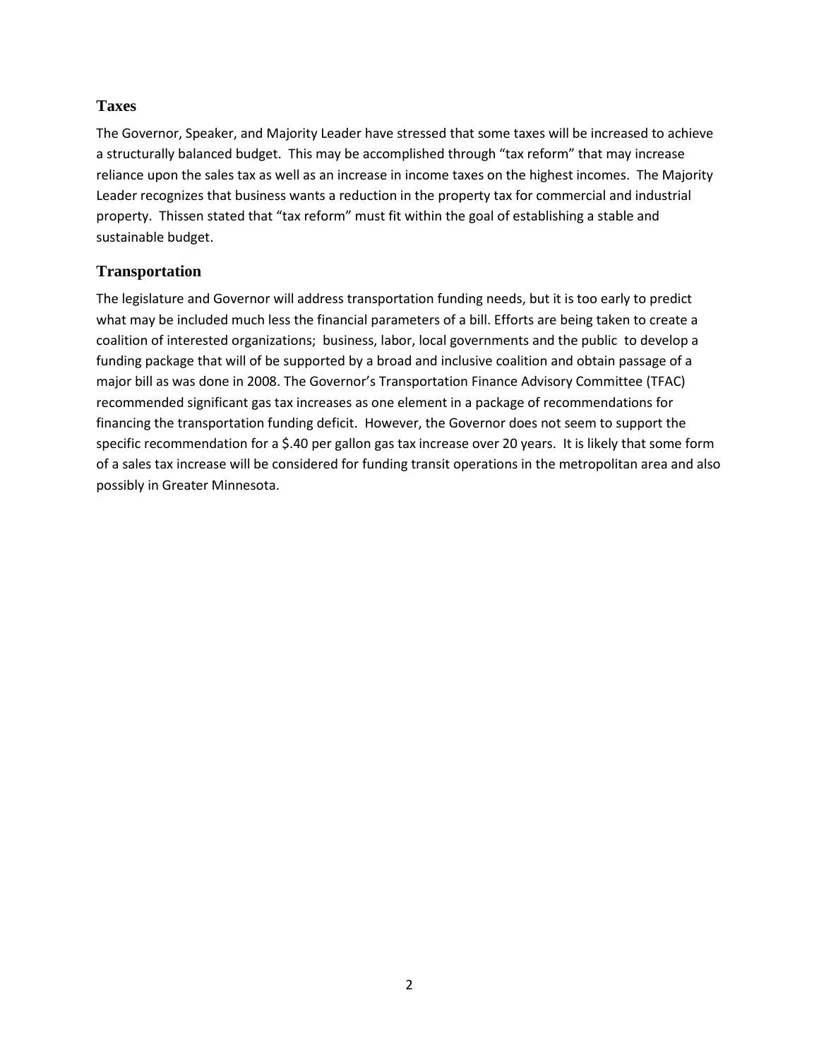## Taxes

The Governor, Speaker, and Majority Leader have stressed that some taxes will be increased to achieve a structurally balanced budget. This may be accomplished through "tax reform" that may increase reliance upon the sales tax as well as an increase in income taxes on the highest incomes. The Majority Leader recognizes that business wants a reduction in the property tax for commercial and industrial property. Thissen stated that "tax reform" must fit within the goal of establishing a stable and sustainable budget.

## Transportation

The legislature and Governor will address transportation funding needs, but it is too early to predict what may be included much less the financial parameters of a bill. Efforts are being taken to create a coalition of interested organizations; business, labor, local governments and the public to develop a funding package that will of be supported by a broad and inclusive coalition and obtain passage of a major bill as was done in 2008. The Governor's Transportation Finance Advisory Committee (TFAC) recommended significant gas tax increases as one element in a package of recommendations for financing the transportation funding deficit. However, the Governor does not seem to support the specific recommendation for a $.40 per gallon gas tax increase over 20 years. It is likely that some form of a sales tax increase will be considered for funding transit operations in the metropolitan area and also possibly in Greater Minnesota.